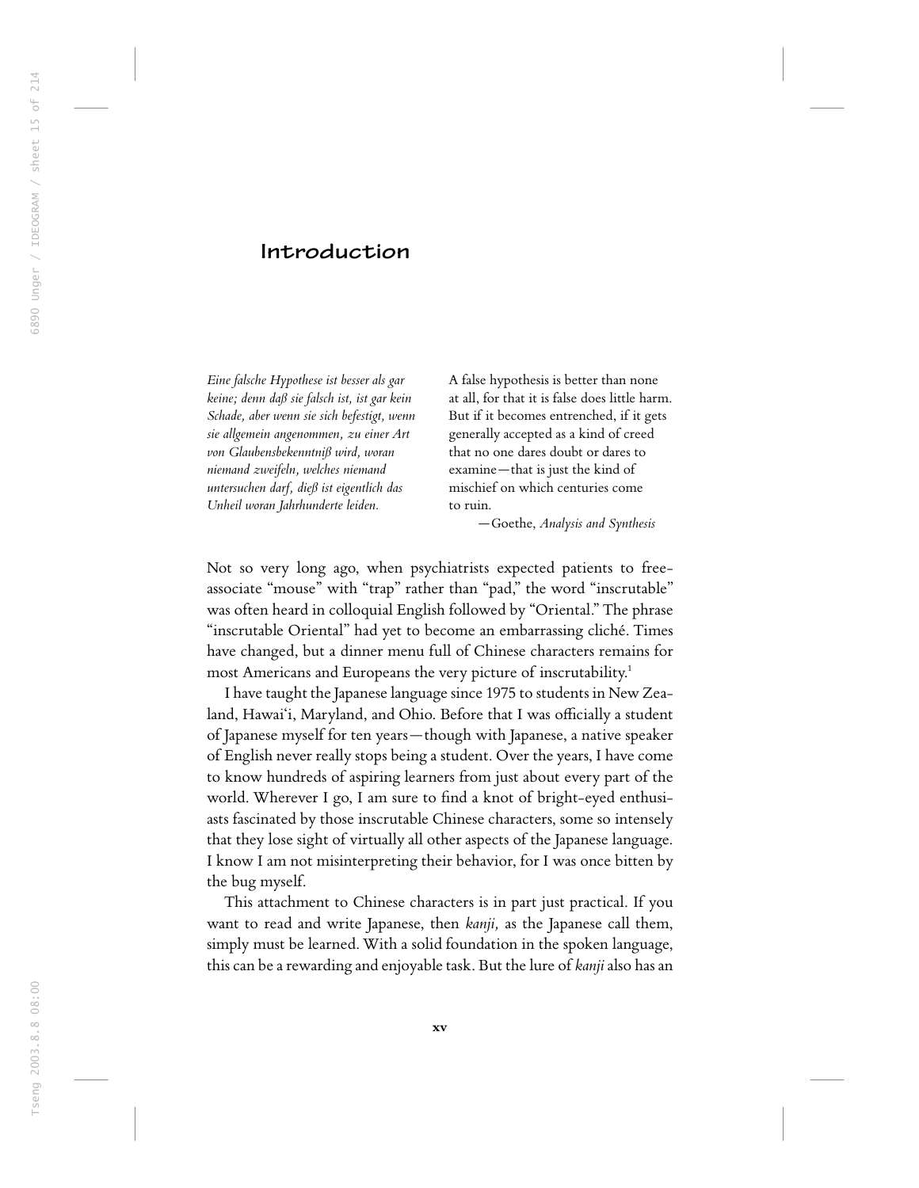# Introduction

*Eine falsche Hypothese ist besser als gar keine; denn daß sie falsch ist, ist gar kein Schade, aber wenn sie sich befestigt, wenn sie allgemein angenommen, zu einer Art von Glaubensbekenntniß wird, woran niemand zweifeln, welches niemand untersuchen darf, dieß ist eigentlich das Unheil woran Jahrhunderte leiden.*

A false hypothesis is better than none at all, for that it is false does little harm. But if it becomes entrenched, if it gets generally accepted as a kind of creed that no one dares doubt or dares to examine—that is just the kind of mischief on which centuries come to ruin.

—Goethe, *Analysis and Synthesis*

Not so very long ago, when psychiatrists expected patients to free-associate "mouse" with "trap" rather than "pad," the word "inscrutable" was often heard in colloquial English followed by "Oriental." The phrase "inscrutable Oriental" had yet to become an embarrassing cliché. Times have changed, but a dinner menu full of Chinese characters remains for most Americans and Europeans the very picture of inscrutability.[1]

I have taught the Japanese language since 1975 to students in New Zealand, Hawai'i, Maryland, and Ohio. Before that I was officially a student of Japanese myself for ten years—though with Japanese, a native speaker of English never really stops being a student. Over the years, I have come to know hundreds of aspiring learners from just about every part of the world. Wherever I go, I am sure to find a knot of bright-eyed enthusiasts fascinated by those inscrutable Chinese characters, some so intensely that they lose sight of virtually all other aspects of the Japanese language. I know I am not misinterpreting their behavior, for I was once bitten by the bug myself.

This attachment to Chinese characters is in part just practical. If you want to read and write Japanese, then *kanji,* as the Japanese call them, simply must be learned. With a solid foundation in the spoken language, this can be a rewarding and enjoyable task. But the lure of *kanji* also has an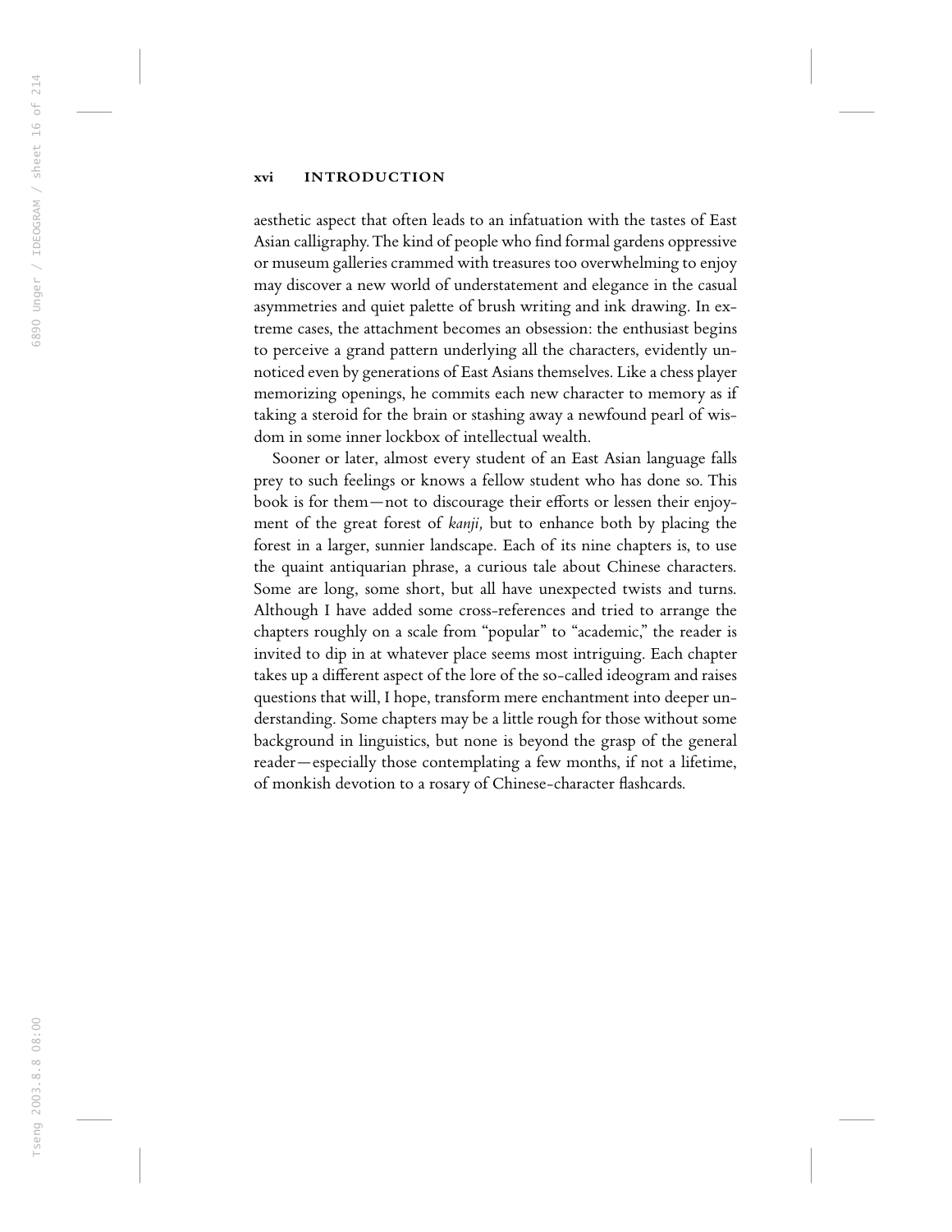aesthetic aspect that often leads to an infatuation with the tastes of East Asian calligraphy. The kind of people who find formal gardens oppressive or museum galleries crammed with treasures too overwhelming to enjoy may discover a new world of understatement and elegance in the casual asymmetries and quiet palette of brush writing and ink drawing. In extreme cases, the attachment becomes an obsession: the enthusiast begins to perceive a grand pattern underlying all the characters, evidently unnoticed even by generations of East Asians themselves. Like a chess player memorizing openings, he commits each new character to memory as if taking a steroid for the brain or stashing away a newfound pearl of wisdom in some inner lockbox of intellectual wealth.

Sooner or later, almost every student of an East Asian language falls prey to such feelings or knows a fellow student who has done so. This book is for them—not to discourage their efforts or lessen their enjoyment of the great forest of *kanji,* but to enhance both by placing the forest in a larger, sunnier landscape. Each of its nine chapters is, to use the quaint antiquarian phrase, a curious tale about Chinese characters. Some are long, some short, but all have unexpected twists and turns. Although I have added some cross-references and tried to arrange the chapters roughly on a scale from "popular" to "academic," the reader is invited to dip in at whatever place seems most intriguing. Each chapter takes up a different aspect of the lore of the so-called ideogram and raises questions that will, I hope, transform mere enchantment into deeper understanding. Some chapters may be a little rough for those without some background in linguistics, but none is beyond the grasp of the general reader—especially those contemplating a few months, if not a lifetime, of monkish devotion to a rosary of Chinese-character flashcards.